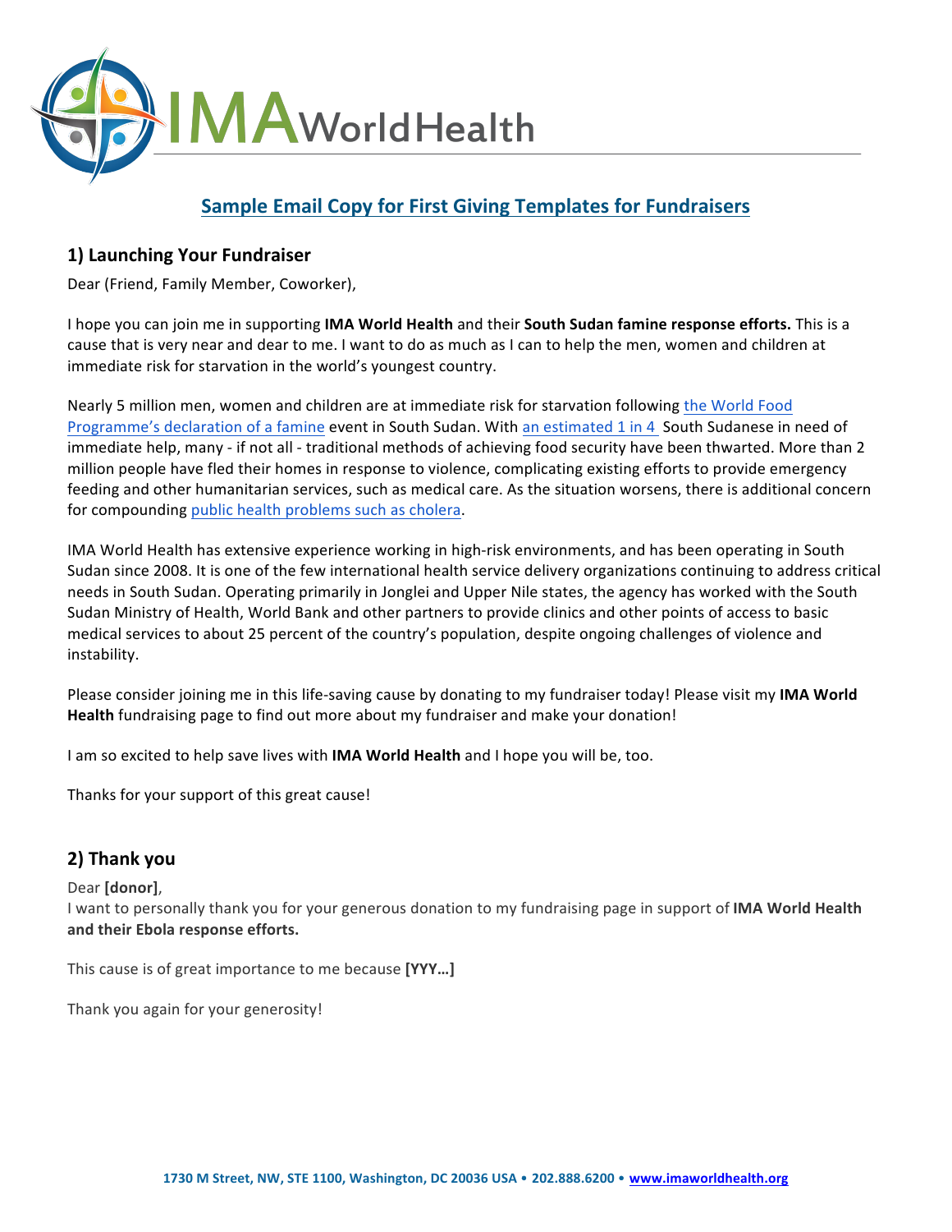IMA World Health

# Sample Email Copy for First Giving Templates for Fundraisers

## 1) Launching Your Fundraiser

Dear (Friend, Family Member, Coworker),

I hope you can join me in supporting **IMA World Health** and their **South Sudan famine response efforts.** This is a cause that is very near and dear to me. I want to do as much as I can to help the men, women and children at immediate risk for starvation in the world's youngest country.

Nearly 5 million men, women and children are at immediate risk for starvation following the World Food Programme's declaration of a famine event in South Sudan. With an estimated 1 in 4 South Sudanese in need of immediate help, many - if not all - traditional methods of achieving food security have been thwarted. More than 2 million people have fled their homes in response to violence, complicating existing efforts to provide emergency feeding and other humanitarian services, such as medical care. As the situation worsens, there is additional concern for compounding public health problems such as cholera.

IMA World Health has extensive experience working in high-risk environments, and has been operating in South Sudan since 2008. It is one of the few international health service delivery organizations continuing to address critical needs in South Sudan. Operating primarily in Jonglei and Upper Nile states, the agency has worked with the South Sudan Ministry of Health, World Bank and other partners to provide clinics and other points of access to basic medical services to about 25 percent of the country's population, despite ongoing challenges of violence and instability.

Please consider joining me in this life-saving cause by donating to my fundraiser today! Please visit my **IMA World Health** fundraising page to find out more about my fundraiser and make your donation!

I am so excited to help save lives with **IMA World Health** and I hope you will be, too.

Thanks for your support of this great cause!

## 2) Thank you

Dear **[donor]**,
I want to personally thank you for your generous donation to my fundraising page in support of **IMA World Health and their Ebola response efforts.**

This cause is of great importance to me because **[YYY…]**

Thank you again for your generosity!

1730 M Street, NW, STE 1100, Washington, DC 20036 USA • 202.888.6200 • www.imaworldhealth.org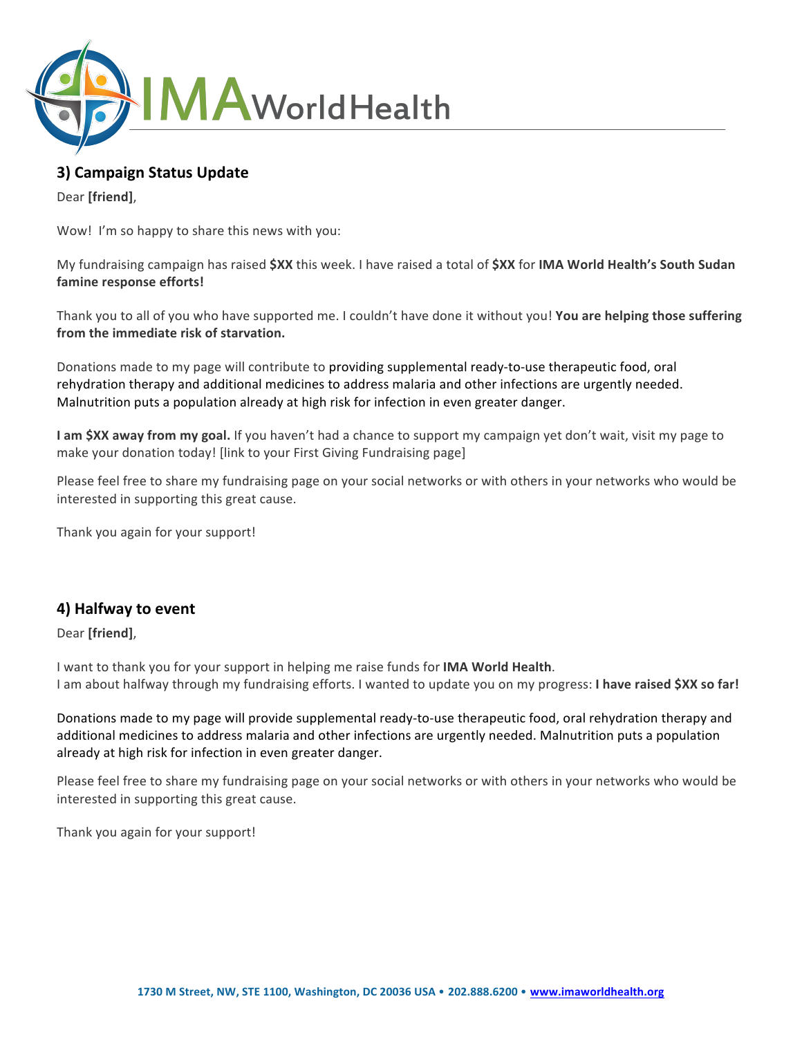## 3) Campaign Status Update

Dear **[friend]**,

Wow! I'm so happy to share this news with you:

My fundraising campaign has raised **$XX** this week. I have raised a total of **$XX** for **IMA World Health's South Sudan famine response efforts!**

Thank you to all of you who have supported me. I couldn't have done it without you! **You are helping those suffering from the immediate risk of starvation.**

Donations made to my page will contribute to providing supplemental ready-to-use therapeutic food, oral rehydration therapy and additional medicines to address malaria and other infections are urgently needed. Malnutrition puts a population already at high risk for infection in even greater danger.

**I am $XX away from my goal.** If you haven't had a chance to support my campaign yet don't wait, visit my page to make your donation today! [link to your First Giving Fundraising page]

Please feel free to share my fundraising page on your social networks or with others in your networks who would be interested in supporting this great cause.

Thank you again for your support!

## 4) Halfway to event

Dear **[friend]**,

I want to thank you for your support in helping me raise funds for **IMA World Health**.
I am about halfway through my fundraising efforts. I wanted to update you on my progress: **I have raised $XX so far!**

Donations made to my page will provide supplemental ready-to-use therapeutic food, oral rehydration therapy and additional medicines to address malaria and other infections are urgently needed. Malnutrition puts a population already at high risk for infection in even greater danger.

Please feel free to share my fundraising page on your social networks or with others in your networks who would be interested in supporting this great cause.

Thank you again for your support!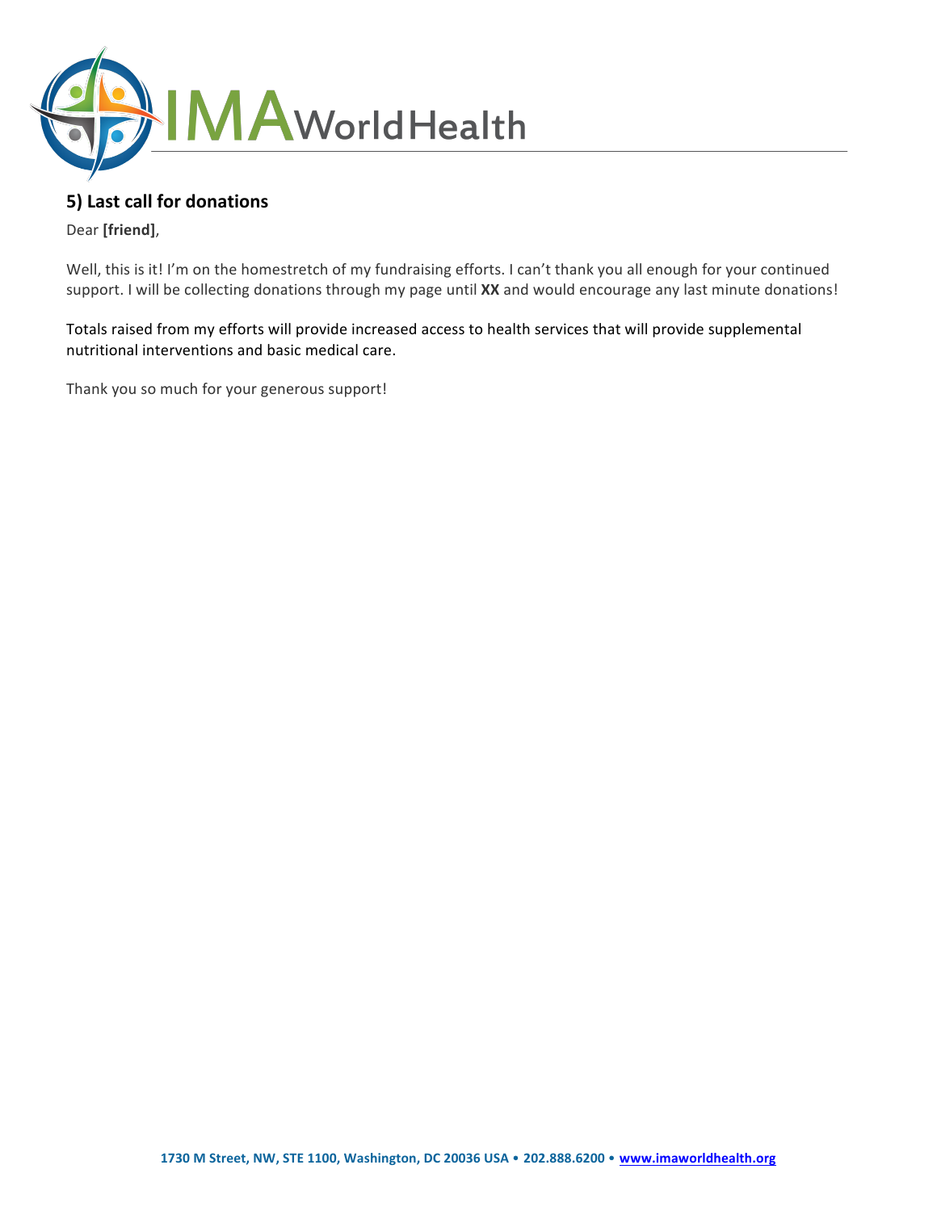## 5) Last call for donations

Dear **[friend]**,

Well, this is it! I'm on the homestretch of my fundraising efforts. I can't thank you all enough for your continued support. I will be collecting donations through my page until **XX** and would encourage any last minute donations!

Totals raised from my efforts will provide increased access to health services that will provide supplemental nutritional interventions and basic medical care.

Thank you so much for your generous support!